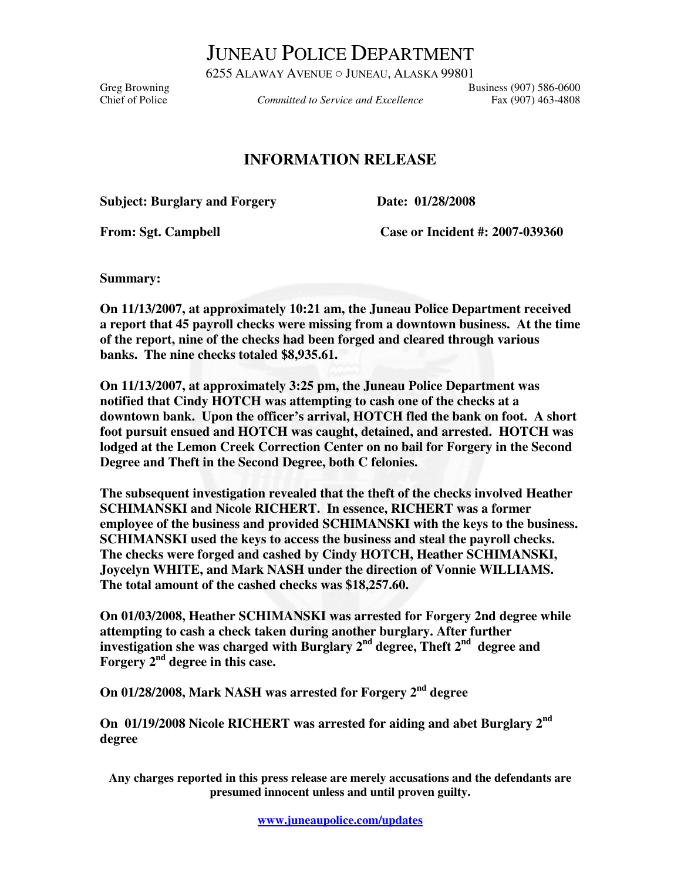# JUNEAU POLICE DEPARTMENT

6255 ALAWAY AVENUE ○ JUNEAU, ALASKA 99801

Greg Browning
Chief of Police

*Committed to Service and Excellence*

Business (907) 586-0600
Fax (907) 463-4808

## INFORMATION RELEASE

**Subject: Burglary and Forgery** **Date: 01/28/2008**

**From: Sgt. Campbell** **Case or Incident #: 2007-039360**

**Summary:**

**On 11/13/2007, at approximately 10:21 am, the Juneau Police Department received a report that 45 payroll checks were missing from a downtown business. At the time of the report, nine of the checks had been forged and cleared through various banks. The nine checks totaled $8,935.61.**

**On 11/13/2007, at approximately 3:25 pm, the Juneau Police Department was notified that Cindy HOTCH was attempting to cash one of the checks at a downtown bank. Upon the officer's arrival, HOTCH fled the bank on foot. A short foot pursuit ensued and HOTCH was caught, detained, and arrested. HOTCH was lodged at the Lemon Creek Correction Center on no bail for Forgery in the Second Degree and Theft in the Second Degree, both C felonies.**

**The subsequent investigation revealed that the theft of the checks involved Heather SCHIMANSKI and Nicole RICHERT. In essence, RICHERT was a former employee of the business and provided SCHIMANSKI with the keys to the business. SCHIMANSKI used the keys to access the business and steal the payroll checks. The checks were forged and cashed by Cindy HOTCH, Heather SCHIMANSKI, Joycelyn WHITE, and Mark NASH under the direction of Vonnie WILLIAMS. The total amount of the cashed checks was $18,257.60.**

**On 01/03/2008, Heather SCHIMANSKI was arrested for Forgery 2nd degree while attempting to cash a check taken during another burglary. After further investigation she was charged with Burglary 2nd degree, Theft 2nd degree and Forgery 2nd degree in this case.**

**On 01/28/2008, Mark NASH was arrested for Forgery 2nd degree**

**On 01/19/2008 Nicole RICHERT was arrested for aiding and abet Burglary 2nd degree**

**Any charges reported in this press release are merely accusations and the defendants are presumed innocent unless and until proven guilty.**

[www.juneaupolice.com/updates](http://www.juneaupolice.com/updates)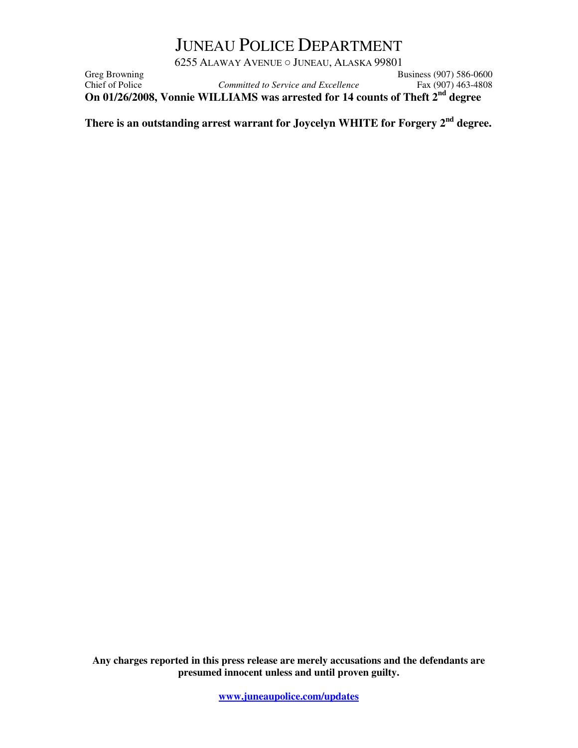# JUNEAU POLICE DEPARTMENT

6255 ALAWAY AVENUE ○ JUNEAU, ALASKA 99801

Greg Browning
Chief of Police

*Committed to Service and Excellence*

Business (907) 586-0600
Fax (907) 463-4808

**On 01/26/2008, Vonnie WILLIAMS was arrested for 14 counts of Theft 2nd degree**

**There is an outstanding arrest warrant for Joycelyn WHITE for Forgery 2nd degree.**

**Any charges reported in this press release are merely accusations and the defendants are presumed innocent unless and until proven guilty.**

**www.juneaupolice.com/updates**